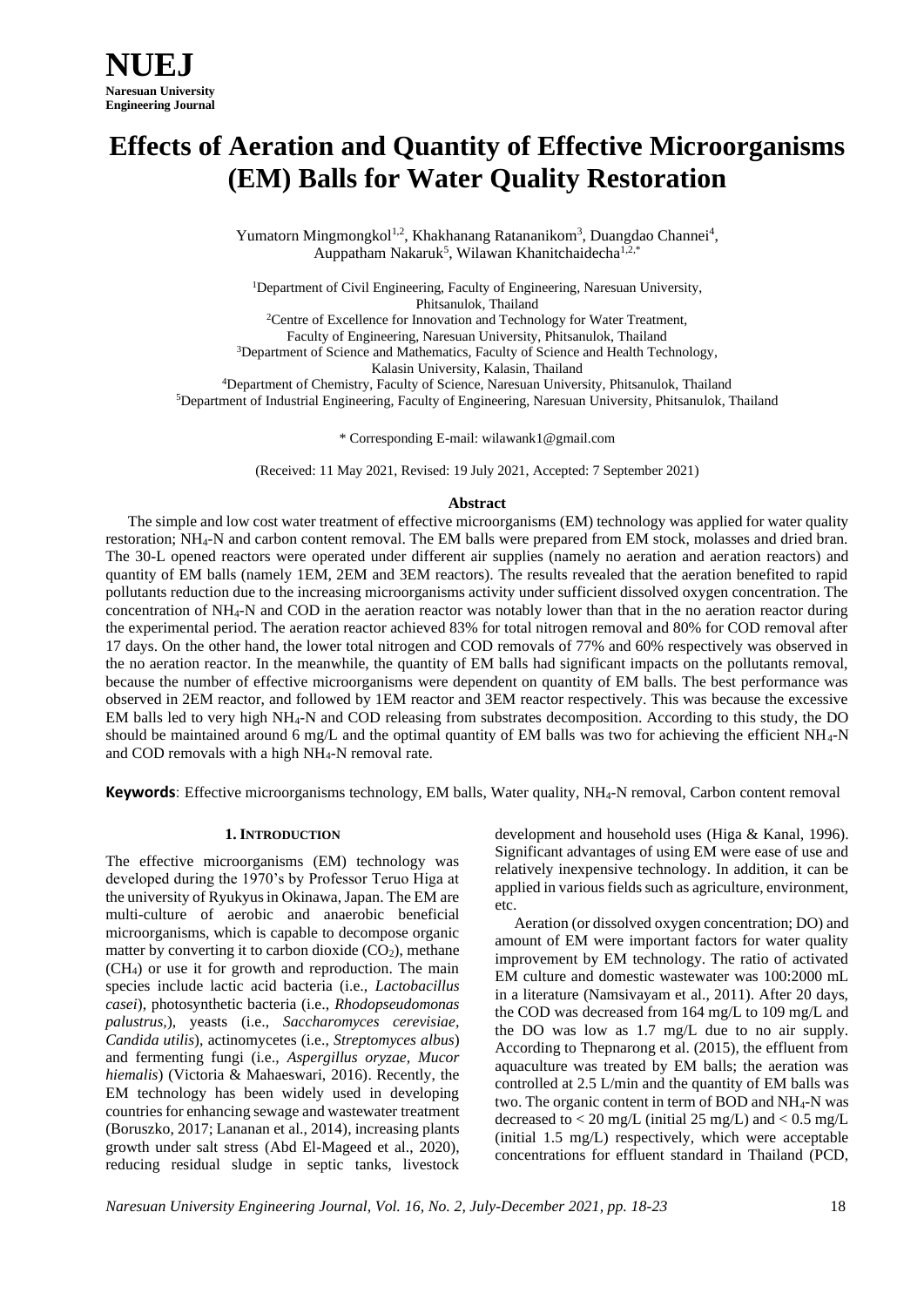# Effects of Aeration and Quantity of Effective Microorganisms (EM) Balls for Water Quality Restoration

Yumatorn Mingmongkol[1,2], Khakhanang Ratananikom[3], Duangdao Channei[4], Auppatham Nakaruk[5], Wilawan Khanitchaidecha[1,2,*]

[1]Department of Civil Engineering, Faculty of Engineering, Naresuan University, Phitsanulok, Thailand
[2]Centre of Excellence for Innovation and Technology for Water Treatment, Faculty of Engineering, Naresuan University, Phitsanulok, Thailand
[3]Department of Science and Mathematics, Faculty of Science and Health Technology, Kalasin University, Kalasin, Thailand
[4]Department of Chemistry, Faculty of Science, Naresuan University, Phitsanulok, Thailand
[5]Department of Industrial Engineering, Faculty of Engineering, Naresuan University, Phitsanulok, Thailand

\* Corresponding E-mail: wilawank1@gmail.com

(Received: 11 May 2021, Revised: 19 July 2021, Accepted: 7 September 2021)

## Abstract

The simple and low cost water treatment of effective microorganisms (EM) technology was applied for water quality restoration; $NH_4$-N and carbon content removal. The EM balls were prepared from EM stock, molasses and dried bran. The 30-L opened reactors were operated under different air supplies (namely no aeration and aeration reactors) and quantity of EM balls (namely 1EM, 2EM and 3EM reactors). The results revealed that the aeration benefited to rapid pollutants reduction due to the increasing microorganisms activity under sufficient dissolved oxygen concentration. The concentration of $NH_4$ and COD in the aeration reactor was notably lower than that in the no aeration reactor during the experimental period. The aeration reactor achieved 83% for total nitrogen removal and 80% for COD removal after 17 days. On the other hand, the lower total nitrogen and COD removals of 77% and 60% respectively was observed in the no aeration reactor. In the meanwhile, the quantity of EM balls had significant impacts on the pollutants removal, because the number of effective microorganisms were dependent on quantity of EM balls. The best performance was observed in 2EM reactor, and followed by 1EM reactor and 3EM reactor respectively. This was because the excessive EM balls led to very high $NH_4$-N and COD releasing from substrates decomposition. According to this study, the DO should be maintained around 6 mg/L and the optimal quantity of EM balls was two for achieving the efficient $NH_4$-N and COD removals with a high $NH_4$-N removal rate.

**Keywords**: Effective microorganisms technology, EM balls, Water quality, $NH_4$-N removal, Carbon content removal

## 1. Introduction

The effective microorganisms (EM) technology was developed during the 1970's by Professor Teruo Higa at the university of Ryukyus in Okinawa, Japan. The EM are multi-culture of aerobic and anaerobic beneficial microorganisms, which is capable to decompose organic matter by converting it to carbon dioxide ($CO_2$), methane ($CH_4$) or use it for growth and reproduction. The main species include lactic acid bacteria (i.e., *Lactobacillus casei*), photosynthetic bacteria (i.e., *Rhodopseudomonas palustrus,*), yeasts (i.e., *Saccharomyces cerevisiae, Candida utilis*), actinomycetes (i.e., *Streptomyces albus*) and fermenting fungi (i.e., *Aspergillus oryzae, Mucor hiemalis*) (Victoria & Mahaeswari, 2016). Recently, the EM technology has been widely used in developing countries for enhancing sewage and wastewater treatment (Boruszko, 2017; Lananan et al., 2014), increasing plants growth under salt stress (Abd El-Mageed et al., 2020), reducing residual sludge in septic tanks, livestock development and household uses (Higa & Kanal, 1996). Significant advantages of using EM were ease of use and relatively inexpensive technology. In addition, it can be applied in various fields such as agriculture, environment, etc.

Aeration (or dissolved oxygen concentration; DO) and amount of EM were important factors for water quality improvement by EM technology. The ratio of activated EM culture and domestic wastewater was 100:2000 mL in a literature (Namsivayam et al., 2011). After 20 days, the COD was decreased from 164 mg/L to 109 mg/L and the DO was low as 1.7 mg/L due to no air supply. According to Thepnarong et al. (2015), the effluent from aquaculture was treated by EM balls; the aeration was controlled at 2.5 L/min and the quantity of EM balls was two. The organic content in term of BOD and $NH_4$-N was decreased to < 20 mg/L (initial 25 mg/L) and < 0.5 mg/L (initial 1.5 mg/L) respectively, which were acceptable concentrations for effluent standard in Thailand (PCD,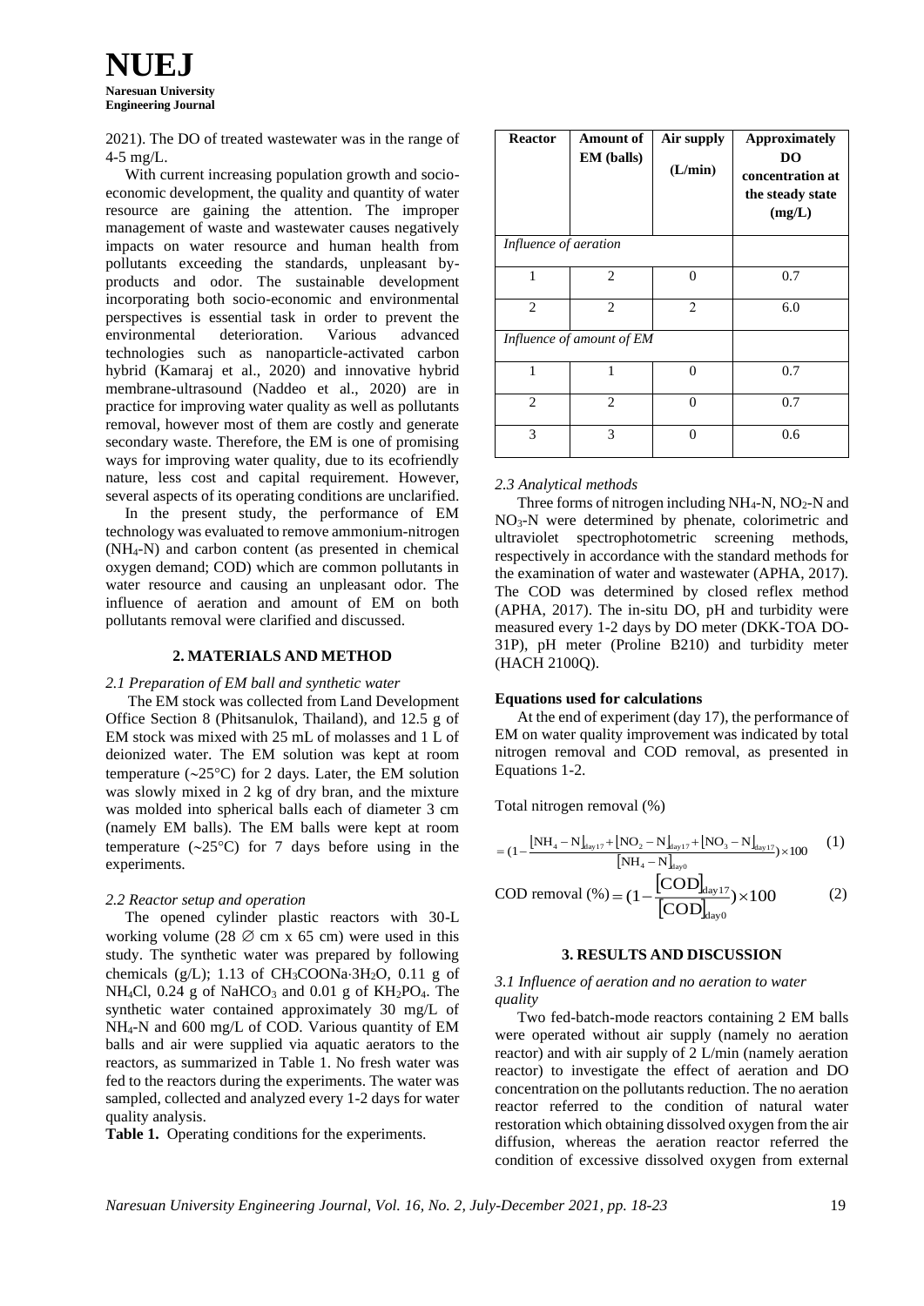2021). The DO of treated wastewater was in the range of 4-5 mg/L.

With current increasing population growth and socio-economic development, the quality and quantity of water resource are gaining the attention. The improper management of waste and wastewater causes negatively impacts on water resource and human health from pollutants exceeding the standards, unpleasant by-products and odor. The sustainable development incorporating both socio-economic and environmental perspectives is essential task in order to prevent the environmental deterioration. Various advanced technologies such as nanoparticle-activated carbon hybrid (Kamaraj et al., 2020) and innovative hybrid membrane-ultrasound (Naddeo et al., 2020) are in practice for improving water quality as well as pollutants removal, however most of them are costly and generate secondary waste. Therefore, the EM is one of promising ways for improving water quality, due to its ecofriendly nature, less cost and capital requirement. However, several aspects of its operating conditions are unclarified.

In the present study, the performance of EM technology was evaluated to remove ammonium-nitrogen ($NH_4$-N) and carbon content (as presented in chemical oxygen demand; COD) which are common pollutants in water resource and causing an unpleasant odor. The influence of aeration and amount of EM on both pollutants removal were clarified and discussed.

## 2. MATERIALS AND METHOD

### *2.1 Preparation of EM ball and synthetic water*

The EM stock was collected from Land Development Office Section 8 (Phitsanulok, Thailand), and 12.5 g of EM stock was mixed with 25 mL of molasses and 1 L of deionized water. The EM solution was kept at room temperature (~25°C) for 2 days. Later, the EM solution was slowly mixed in 2 kg of dry bran, and the mixture was molded into spherical balls each of diameter 3 cm (namely EM balls). The EM balls were kept at room temperature (~25°C) for 7 days before using in the experiments.

### *2.2 Reactor setup and operation*

The opened cylinder plastic reactors with 30-L working volume (28 ∅ cm x 65 cm) were used in this study. The synthetic water was prepared by following chemicals (g/L); 1.13 of $CH_3COONa{\cdot}3H_2O$, 0.11 g of $NH_4Cl$, 0.24 g of $NaHCO_3$ and 0.01 g of $KH_2PO_4$. The synthetic water contained approximately 30 mg/L of $NH_4$-N and 600 mg/L of COD. Various quantity of EM balls and air were supplied via aquatic aerators to the reactors, as summarized in Table 1. No fresh water was fed to the reactors during the experiments. The water was sampled, collected and analyzed every 1-2 days for water quality analysis.

**Table 1.** Operating conditions for the experiments.

| Reactor | Amount of EM (balls) | Air supply (L/min) | Approximately DO concentration at the steady state (mg/L) |
|---|---|---|---|
| *Influence of aeration* | | | |
| 1 | 2 | 0 | 0.7 |
| 2 | 2 | 2 | 6.0 |
| *Influence of amount of EM* | | | |
| 1 | 1 | 0 | 0.7 |
| 2 | 2 | 0 | 0.7 |
| 3 | 3 | 0 | 0.6 |

### *2.3 Analytical methods*

Three forms of nitrogen including $NH_4$-N, $NO_2$-N and $NO_3$-N were determined by phenate, colorimetric and ultraviolet spectrophotometric screening methods, respectively in accordance with the standard methods for the examination of water and wastewater (APHA, 2017). The COD was determined by closed reflex method (APHA, 2017). The in-situ DO, pH and turbidity were measured every 1-2 days by DO meter (DKK-TOA DO-31P), pH meter (Proline B210) and turbidity meter (HACH 2100Q).

**Equations used for calculations**

At the end of experiment (day 17), the performance of EM on water quality improvement was indicated by total nitrogen removal and COD removal, as presented in Equations 1-2.

Total nitrogen removal (%)

$$= \left(1 - \frac{[NH_4-N]_{day17} + [NO_2-N]_{day17} + [NO_3-N]_{day17}}{[NH_4-N]_{day0}}\right) \times 100 \quad (1)$$

$$\text{COD removal (\%)} = \left(1 - \frac{[COD]_{day17}}{[COD]_{day0}}\right) \times 100 \quad (2)$$

## 3. RESULTS AND DISCUSSION

### *3.1 Influence of aeration and no aeration to water quality*

Two fed-batch-mode reactors containing 2 EM balls were operated without air supply (namely no aeration reactor) and with air supply of 2 L/min (namely aeration reactor) to investigate the effect of aeration and DO concentration on the pollutants reduction. The no aeration reactor referred to the condition of natural water restoration which obtaining dissolved oxygen from the air diffusion, whereas the aeration reactor referred the condition of excessive dissolved oxygen from external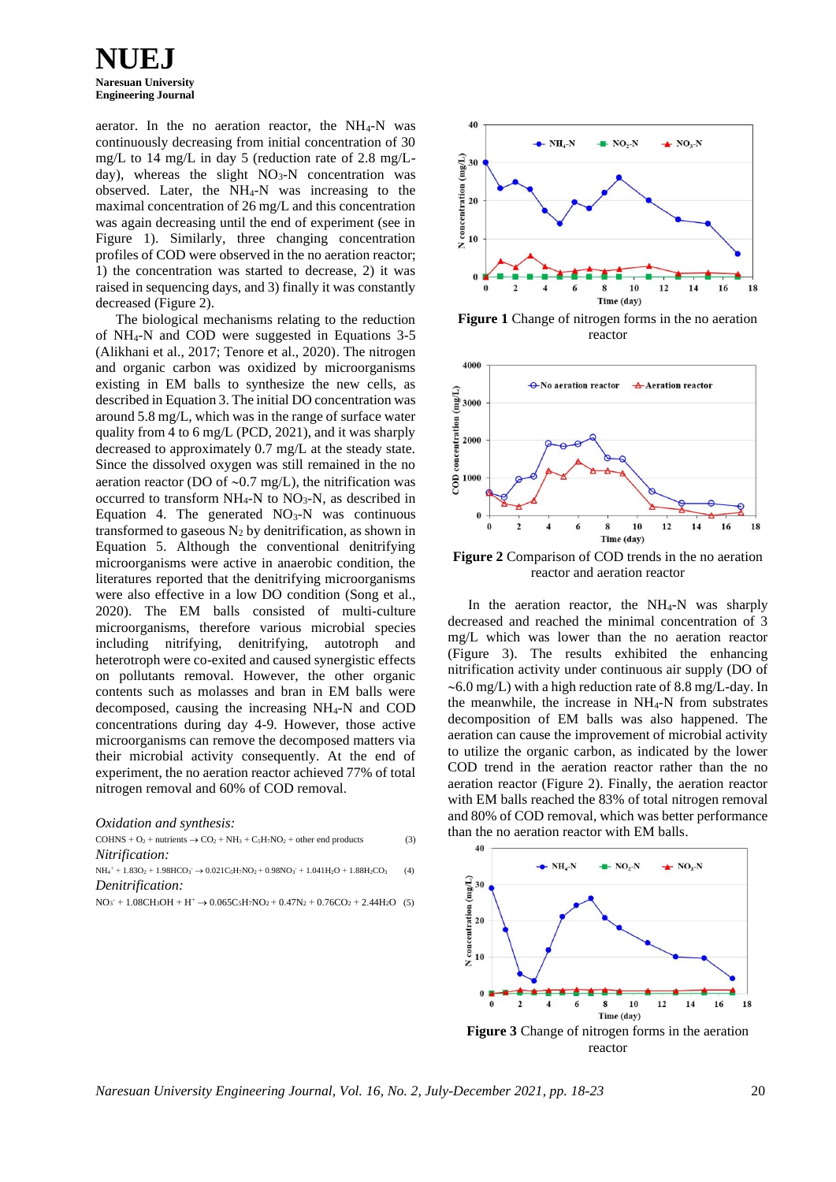aerator. In the no aeration reactor, the $NH_4$-N was continuously decreasing from initial concentration of 30 mg/L to 14 mg/L in day 5 (reduction rate of 2.8 mg/L-day), whereas the slight $NO_3$-N concentration was observed. Later, the $NH_4$-N was increasing to the maximal concentration of 26 mg/L and this concentration was again decreasing until the end of experiment (see in Figure 1). Similarly, three changing concentration profiles of COD were observed in the no aeration reactor; 1) the concentration was started to decrease, 2) it was raised in sequencing days, and 3) finally it was constantly decreased (Figure 2).

The biological mechanisms relating to the reduction of $NH_4$-N and COD were suggested in Equations 3-5 (Alikhani et al., 2017; Tenore et al., 2020). The nitrogen and organic carbon was oxidized by microorganisms existing in EM balls to synthesize the new cells, as described in Equation 3. The initial DO concentration was around 5.8 mg/L, which was in the range of surface water quality from 4 to 6 mg/L (PCD, 2021), and it was sharply decreased to approximately 0.7 mg/L at the steady state. Since the dissolved oxygen was still remained in the no aeration reactor (DO of ~0.7 mg/L), the nitrification was occurred to transform $NH_4$-N to $NO_3$-N, as described in Equation 4. The generated $NO_3$-N was continuous transformed to gaseous $N_2$ by denitrification, as shown in Equation 5. Although the conventional denitrifying microorganisms were active in anaerobic condition, the literatures reported that the denitrifying microorganisms were also effective in a low DO condition (Song et al., 2020). The EM balls consisted of multi-culture microorganisms, therefore various microbial species including nitrifying, denitrifying, autotroph and heterotroph were co-exited and caused synergistic effects on pollutants removal. However, the other organic contents such as molasses and bran in EM balls were decomposed, causing the increasing $NH_4$-N and COD concentrations during day 4-9. However, those active microorganisms can remove the decomposed matters via their microbial activity consequently. At the end of experiment, the no aeration reactor achieved 77% of total nitrogen removal and 60% of COD removal.

*Oxidation and synthesis:*

$$COHNS + O_2 + nutrients \rightarrow CO_2 + NH_3 + C_5H_7NO_2 + other\ end\ products \quad (3)$$

*Nitrification:*

$$NH_4^+ + 1.83O_2 + 1.98HCO_3^- \rightarrow 0.021C_5H_7NO_2 + 0.98NO_3^- + 1.041H_2O + 1.88H_2CO_3 \quad (4)$$

*Denitrification:*

$$NO_3^- + 1.08CH_3OH + H^+ \rightarrow 0.065C_5H_7NO_2 + 0.47N_2 + 0.76CO_2 + 2.44H_2O \quad (5)$$

**Figure 1** Change of nitrogen forms in the no aeration reactor

**Figure 2** Comparison of COD trends in the no aeration reactor and aeration reactor

In the aeration reactor, the $NH_4$-N was sharply decreased and reached the minimal concentration of 3 mg/L which was lower than the no aeration reactor (Figure 3). The results exhibited the enhancing nitrification activity under continuous air supply (DO of ~6.0 mg/L) with a high reduction rate of 8.8 mg/L-day. In the meanwhile, the increase in $NH_4$-N from substrates decomposition of EM balls was also happened. The aeration can cause the improvement of microbial activity to utilize the organic carbon, as indicated by the lower COD trend in the aeration reactor rather than the no aeration reactor (Figure 2). Finally, the aeration reactor with EM balls reached the 83% of total nitrogen removal and 80% of COD removal, which was better performance than the no aeration reactor with EM balls.

**Figure 3** Change of nitrogen forms in the aeration reactor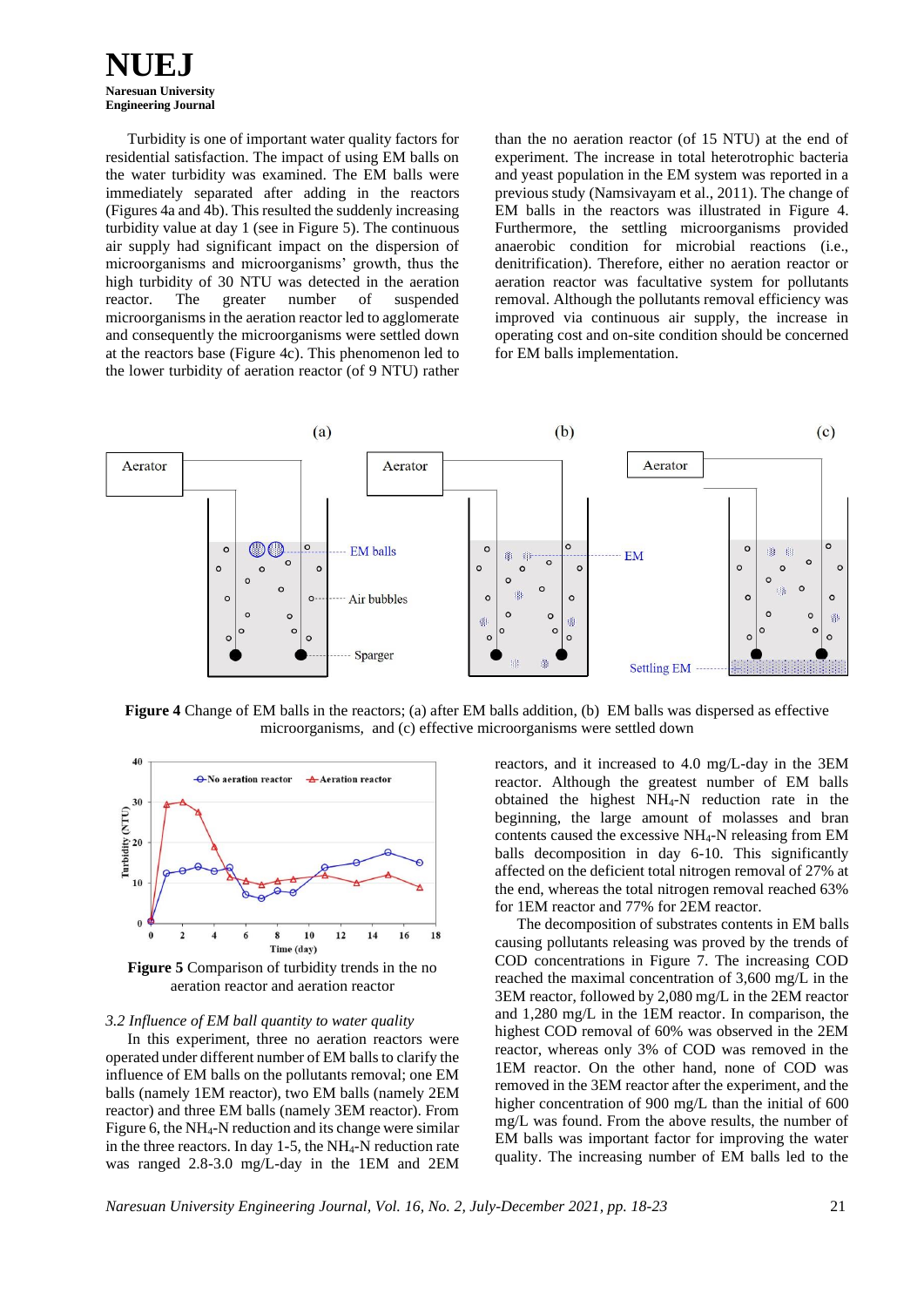Turbidity is one of important water quality factors for residential satisfaction. The impact of using EM balls on the water turbidity was examined. The EM balls were immediately separated after adding in the reactors (Figures 4a and 4b). This resulted the suddenly increasing turbidity value at day 1 (see in Figure 5). The continuous air supply had significant impact on the dispersion of microorganisms and microorganisms' growth, thus the high turbidity of 30 NTU was detected in the aeration reactor. The greater number of suspended microorganisms in the aeration reactor led to agglomerate and consequently the microorganisms were settled down at the reactors base (Figure 4c). This phenomenon led to the lower turbidity of aeration reactor (of 9 NTU) rather than the no aeration reactor (of 15 NTU) at the end of experiment. The increase in total heterotrophic bacteria and yeast population in the EM system was reported in a previous study (Namsivayam et al., 2011). The change of EM balls in the reactors was illustrated in Figure 4. Furthermore, the settling microorganisms provided anaerobic condition for microbial reactions (i.e., denitrification). Therefore, either no aeration reactor or aeration reactor was facultative system for pollutants removal. Although the pollutants removal efficiency was improved via continuous air supply, the increase in operating cost and on-site condition should be concerned for EM balls implementation.

**Figure 4** Change of EM balls in the reactors; (a) after EM balls addition, (b) EM balls was dispersed as effective microorganisms, and (c) effective microorganisms were settled down

**Figure 5** Comparison of turbidity trends in the no aeration reactor and aeration reactor

*3.2 Influence of EM ball quantity to water quality*

In this experiment, three no aeration reactors were operated under different number of EM balls to clarify the influence of EM balls on the pollutants removal; one EM balls (namely 1EM reactor), two EM balls (namely 2EM reactor) and three EM balls (namely 3EM reactor). From Figure 6, the $NH_4$-N reduction and its change were similar in the three reactors. In day 1-5, the $NH_4$-N reduction rate was ranged 2.8-3.0 mg/L-day in the 1EM and 2EM reactors, and it increased to 4.0 mg/L-day in the 3EM reactor. Although the greatest number of EM balls obtained the highest $NH_4$-N reduction rate in the beginning, the large amount of molasses and bran contents caused the excessive $NH_4$-N releasing from EM balls decomposition in day 6-10. This significantly affected on the deficient total nitrogen removal of 27% at the end, whereas the total nitrogen removal reached 63% for 1EM reactor and 77% for 2EM reactor.

The decomposition of substrates contents in EM balls causing pollutants releasing was proved by the trends of COD concentrations in Figure 7. The increasing COD reached the maximal concentration of 3,600 mg/L in the 3EM reactor, followed by 2,080 mg/L in the 2EM reactor and 1,280 mg/L in the 1EM reactor. In comparison, the highest COD removal of 60% was observed in the 2EM reactor, whereas only 3% of COD was removed in the 1EM reactor. On the other hand, none of COD was removed in the 3EM reactor after the experiment, and the higher concentration of 900 mg/L than the initial of 600 mg/L was found. From the above results, the number of EM balls was important factor for improving the water quality. The increasing number of EM balls led to the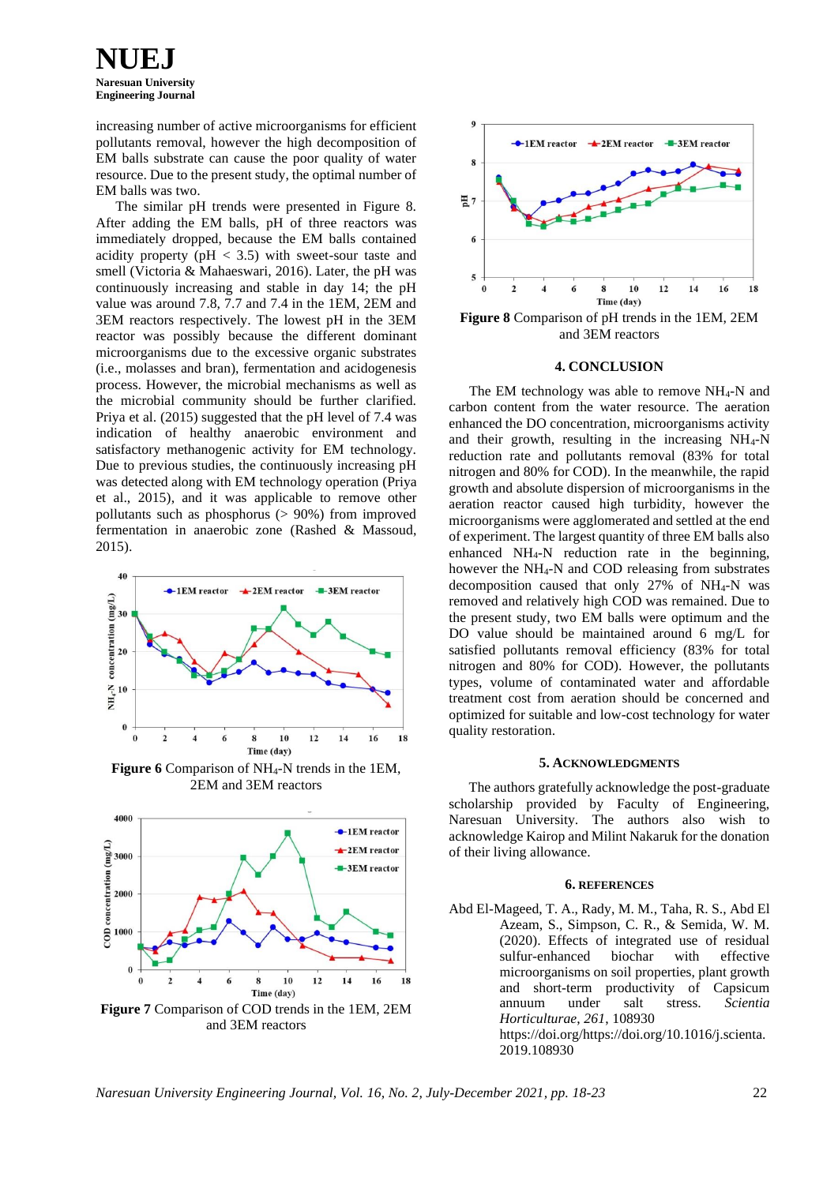increasing number of active microorganisms for efficient pollutants removal, however the high decomposition of EM balls substrate can cause the poor quality of water resource. Due to the present study, the optimal number of EM balls was two.

The similar pH trends were presented in Figure 8. After adding the EM balls, pH of three reactors was immediately dropped, because the EM balls contained acidity property (pH < 3.5) with sweet-sour taste and smell (Victoria & Mahaeswari, 2016). Later, the pH was continuously increasing and stable in day 14; the pH value was around 7.8, 7.7 and 7.4 in the 1EM, 2EM and 3EM reactors respectively. The lowest pH in the 3EM reactor was possibly because the different dominant microorganisms due to the excessive organic substrates (i.e., molasses and bran), fermentation and acidogenesis process. However, the microbial mechanisms as well as the microbial community should be further clarified. Priya et al. (2015) suggested that the pH level of 7.4 was indication of healthy anaerobic environment and satisfactory methanogenic activity for EM technology. Due to previous studies, the continuously increasing pH was detected along with EM technology operation (Priya et al., 2015), and it was applicable to remove other pollutants such as phosphorus (> 90%) from improved fermentation in anaerobic zone (Rashed & Massoud, 2015).

**Figure 6** Comparison of $NH_4$-N trends in the 1EM, 2EM and 3EM reactors

**Figure 7** Comparison of COD trends in the 1EM, 2EM and 3EM reactors

**Figure 8** Comparison of pH trends in the 1EM, 2EM and 3EM reactors

## 4. CONCLUSION

The EM technology was able to remove $NH_4$-N and carbon content from the water resource. The aeration enhanced the DO concentration, microorganisms activity and their growth, resulting in the increasing $NH_4$-N reduction rate and pollutants removal (83% for total nitrogen and 80% for COD). In the meanwhile, the rapid growth and absolute dispersion of microorganisms in the aeration reactor caused high turbidity, however the microorganisms were agglomerated and settled at the end of experiment. The largest quantity of three EM balls also enhanced $NH_4$-N reduction rate in the beginning, however the $NH_4$-N and COD releasing from substrates decomposition caused that only 27% of $NH_4$-N was removed and relatively high COD was remained. Due to the present study, two EM balls were optimum and the DO value should be maintained around 6 mg/L for satisfied pollutants removal efficiency (83% for total nitrogen and 80% for COD). However, the pollutants types, volume of contaminated water and affordable treatment cost from aeration should be concerned and optimized for suitable and low-cost technology for water quality restoration.

## 5. ACKNOWLEDGMENTS

The authors gratefully acknowledge the post-graduate scholarship provided by Faculty of Engineering, Naresuan University. The authors also wish to acknowledge Kairop and Milint Nakaruk for the donation of their living allowance.

## 6. REFERENCES

Abd El-Mageed, T. A., Rady, M. M., Taha, R. S., Abd El Azeam, S., Simpson, C. R., & Semida, W. M. (2020). Effects of integrated use of residual sulfur-enhanced biochar with effective microorganisms on soil properties, plant growth and short-term productivity of Capsicum annuum under salt stress. *Scientia Horticulturae*, *261*, 108930 https://doi.org/https://doi.org/10.1016/j.scienta.2019.108930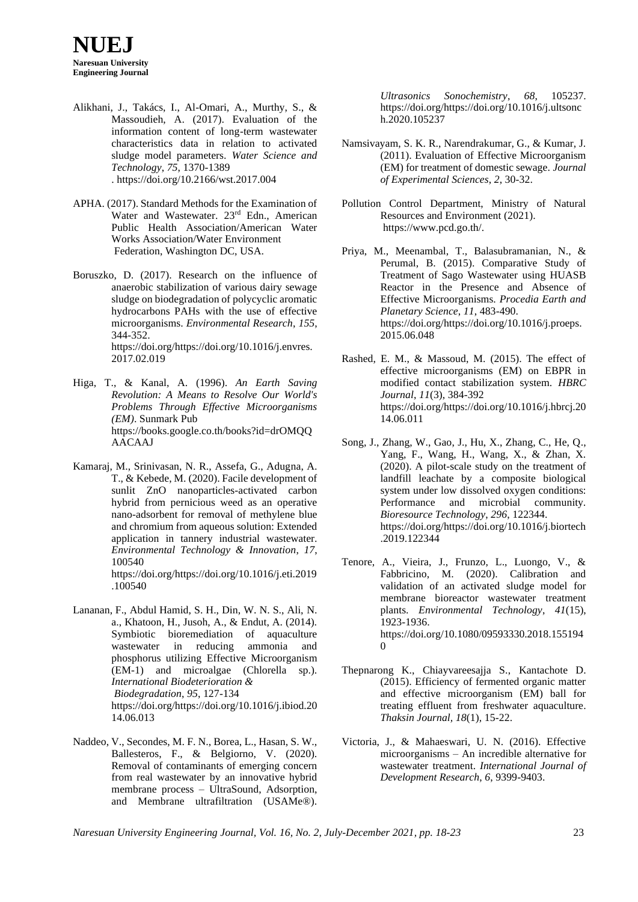Alikhani, J., Takács, I., Al-Omari, A., Murthy, S., & Massoudieh, A. (2017). Evaluation of the information content of long-term wastewater characteristics data in relation to activated sludge model parameters. *Water Science and Technology*, *75*, 1370-1389 . https://doi.org/10.2166/wst.2017.004

APHA. (2017). Standard Methods for the Examination of Water and Wastewater. 23rd Edn., American Public Health Association/American Water Works Association/Water Environment Federation, Washington DC, USA.

Boruszko, D. (2017). Research on the influence of anaerobic stabilization of various dairy sewage sludge on biodegradation of polycyclic aromatic hydrocarbons PAHs with the use of effective microorganisms. *Environmental Research*, *155*, 344-352. https://doi.org/https://doi.org/10.1016/j.envres.2017.02.019

Higa, T., & Kanal, A. (1996). *An Earth Saving Revolution: A Means to Resolve Our World's Problems Through Effective Microorganisms (EM)*. Sunmark Pub https://books.google.co.th/books?id=drOMQQAACAAJ

Kamaraj, M., Srinivasan, N. R., Assefa, G., Adugna, A. T., & Kebede, M. (2020). Facile development of sunlit ZnO nanoparticles-activated carbon hybrid from pernicious weed as an operative nano-adsorbent for removal of methylene blue and chromium from aqueous solution: Extended application in tannery industrial wastewater. *Environmental Technology & Innovation*, *17*, 100540 https://doi.org/https://doi.org/10.1016/j.eti.2019.100540

Lananan, F., Abdul Hamid, S. H., Din, W. N. S., Ali, N. a., Khatoon, H., Jusoh, A., & Endut, A. (2014). Symbiotic bioremediation of aquaculture wastewater in reducing ammonia and phosphorus utilizing Effective Microorganism (EM-1) and microalgae (Chlorella sp.). *International Biodeterioration & Biodegradation*, *95*, 127-134 https://doi.org/https://doi.org/10.1016/j.ibiod.2014.06.013

Naddeo, V., Secondes, M. F. N., Borea, L., Hasan, S. W., Ballesteros, F., & Belgiorno, V. (2020). Removal of contaminants of emerging concern from real wastewater by an innovative hybrid membrane process – UltraSound, Adsorption, and Membrane ultrafiltration (USAMe®). *Ultrasonics Sonochemistry*, *68*, 105237. https://doi.org/https://doi.org/10.1016/j.ultsonch.2020.105237

Namsivayam, S. K. R., Narendrakumar, G., & Kumar, J. (2011). Evaluation of Effective Microorganism (EM) for treatment of domestic sewage. *Journal of Experimental Sciences*, *2*, 30-32.

Pollution Control Department, Ministry of Natural Resources and Environment (2021). https://www.pcd.go.th/.

Priya, M., Meenambal, T., Balasubramanian, N., & Perumal, B. (2015). Comparative Study of Treatment of Sago Wastewater using HUASB Reactor in the Presence and Absence of Effective Microorganisms. *Procedia Earth and Planetary Science*, *11*, 483-490. https://doi.org/https://doi.org/10.1016/j.proeps.2015.06.048

Rashed, E. M., & Massoud, M. (2015). The effect of effective microorganisms (EM) on EBPR in modified contact stabilization system. *HBRC Journal*, *11*(3), 384-392 https://doi.org/https://doi.org/10.1016/j.hbrcj.2014.06.011

Song, J., Zhang, W., Gao, J., Hu, X., Zhang, C., He, Q., Yang, F., Wang, H., Wang, X., & Zhan, X. (2020). A pilot-scale study on the treatment of landfill leachate by a composite biological system under low dissolved oxygen conditions: Performance and microbial community. *Bioresource Technology*, *296*, 122344. https://doi.org/https://doi.org/10.1016/j.biortech.2019.122344

Tenore, A., Vieira, J., Frunzo, L., Luongo, V., & Fabbricino, M. (2020). Calibration and validation of an activated sludge model for membrane bioreactor wastewater treatment plants. *Environmental Technology*, *41*(15), 1923-1936. https://doi.org/10.1080/09593330.2018.1551940

Thepnarong K., Chiayvareesajja S., Kantachote D. (2015). Efficiency of fermented organic matter and effective microorganism (EM) ball for treating effluent from freshwater aquaculture. *Thaksin Journal*, *18*(1), 15-22.

Victoria, J., & Mahaeswari, U. N. (2016). Effective microorganisms – An incredible alternative for wastewater treatment. *International Journal of Development Research*, *6*, 9399-9403.